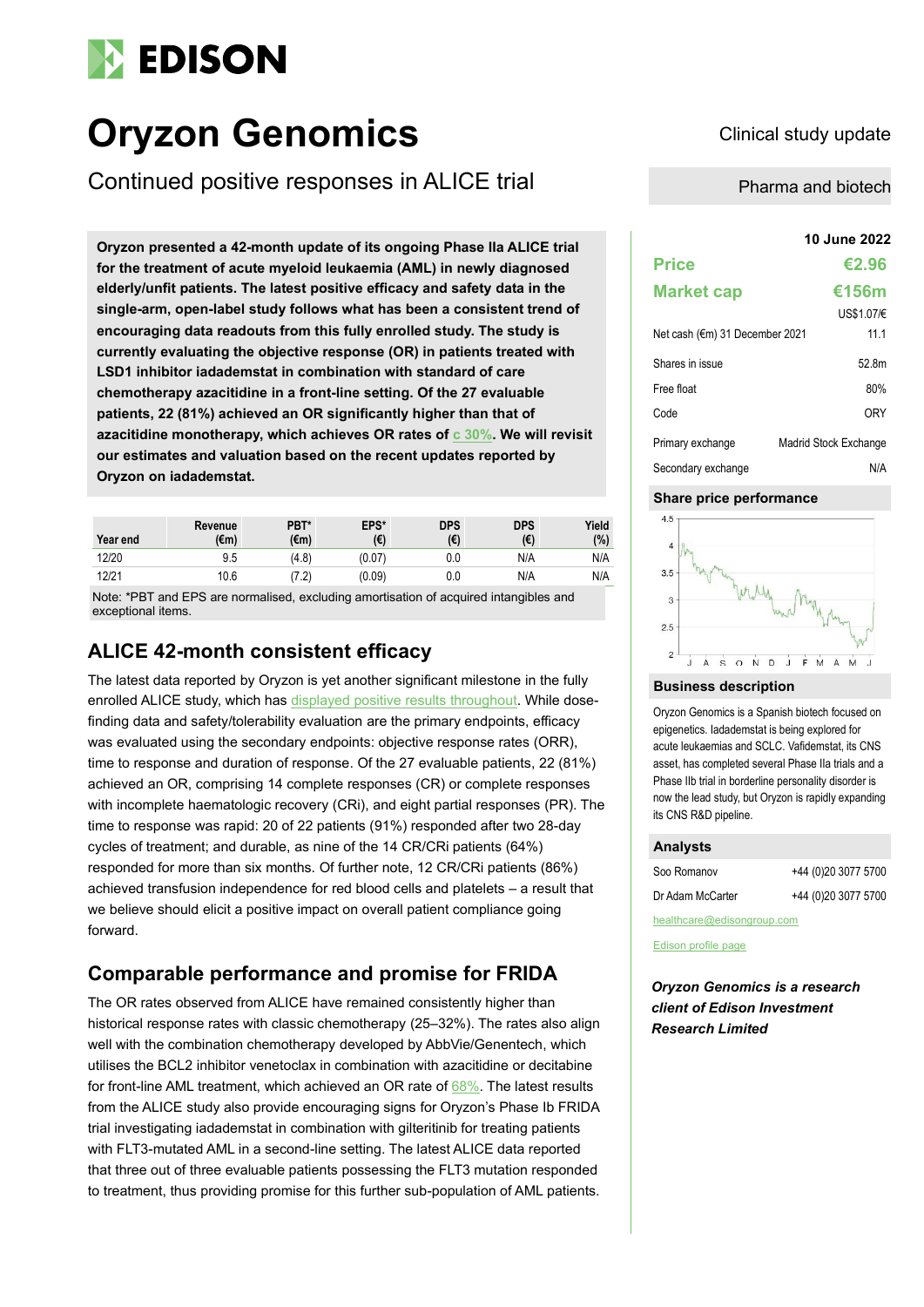# Oryzon Genomics

Clinical study update

## Continued positive responses in ALICE trial

Pharma and biotech

**Oryzon presented a 42-month update of its ongoing Phase IIa ALICE trial for the treatment of acute myeloid leukaemia (AML) in newly diagnosed elderly/unfit patients. The latest positive efficacy and safety data in the single-arm, open-label study follows what has been a consistent trend of encouraging data readouts from this fully enrolled study. The study is currently evaluating the objective response (OR) in patients treated with LSD1 inhibitor iadademstat in combination with standard of care chemotherapy azacitidine in a front-line setting. Of the 27 evaluable patients, 22 (81%) achieved an OR significantly higher than that of azacitidine monotherapy, which achieves OR rates of c 30%. We will revisit our estimates and valuation based on the recent updates reported by Oryzon on iadademstat.**

| Year end | Revenue (€m) | PBT* (€m) | EPS* (€) | DPS (€) | DPS (€) | Yield (%) |
|---|---|---|---|---|---|---|
| 12/20 | 9.5 | (4.8) | (0.07) | 0.0 | N/A | N/A |
| 12/21 | 10.6 | (7.2) | (0.09) | 0.0 | N/A | N/A |

Note: *PBT and EPS are normalised, excluding amortisation of acquired intangibles and exceptional items.

## ALICE 42-month consistent efficacy

The latest data reported by Oryzon is yet another significant milestone in the fully enrolled ALICE study, which has displayed positive results throughout. While dose-finding data and safety/tolerability evaluation are the primary endpoints, efficacy was evaluated using the secondary endpoints: objective response rates (ORR), time to response and duration of response. Of the 27 evaluable patients, 22 (81%) achieved an OR, comprising 14 complete responses (CR) or complete responses with incomplete haematologic recovery (CRi), and eight partial responses (PR). The time to response was rapid: 20 of 22 patients (91%) responded after two 28-day cycles of treatment; and durable, as nine of the 14 CR/CRi patients (64%) responded for more than six months. Of further note, 12 CR/CRi patients (86%) achieved transfusion independence for red blood cells and platelets – a result that we believe should elicit a positive impact on overall patient compliance going forward.

## Comparable performance and promise for FRIDA

The OR rates observed from ALICE have remained consistently higher than historical response rates with classic chemotherapy (25–32%). The rates also align well with the combination chemotherapy developed by AbbVie/Genentech, which utilises the BCL2 inhibitor venetoclax in combination with azacitidine or decitabine for front-line AML treatment, which achieved an OR rate of 68%. The latest results from the ALICE study also provide encouraging signs for Oryzon's Phase Ib FRIDA trial investigating iadademstat in combination with gilteritinib for treating patients with FLT3-mutated AML in a second-line setting. The latest ALICE data reported that three out of three evaluable patients possessing the FLT3 mutation responded to treatment, thus providing promise for this further sub-population of AML patients.

**10 June 2022**

| | |
|---|---|
| **Price** | **€2.96** |
| **Market cap** | **€156m** |
| | US$1.07/€ |
| Net cash (€m) 31 December 2021 | 11.1 |
| Shares in issue | 52.8m |
| Free float | 80% |
| Code | ORY |
| Primary exchange | Madrid Stock Exchange |
| Secondary exchange | N/A |

### Share price performance

### Business description

Oryzon Genomics is a Spanish biotech focused on epigenetics. Iadademstat is being explored for acute leukaemias and SCLC. Vafidemstat, its CNS asset, has completed several Phase IIa trials and a Phase IIb trial in borderline personality disorder is now the lead study, but Oryzon is rapidly expanding its CNS R&D pipeline.

### Analysts

| | |
|---|---|
| Soo Romanov | +44 (0)20 3077 5700 |
| Dr Adam McCarter | +44 (0)20 3077 5700 |

healthcare@edisongroup.com

Edison profile page

***Oryzon Genomics is a research client of Edison Investment Research Limited***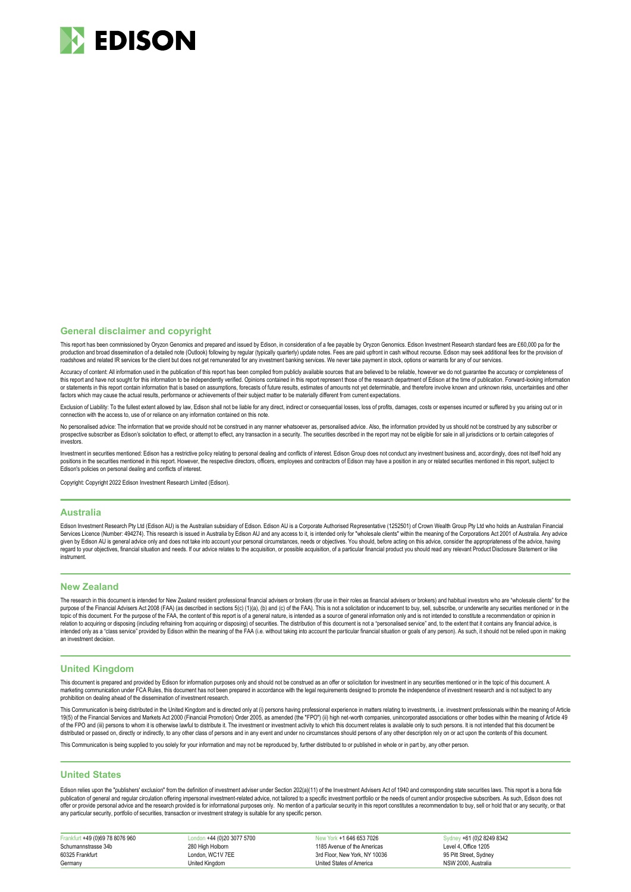# EDISON

## General disclaimer and copyright

This report has been commissioned by Oryzon Genomics and prepared and issued by Edison, in consideration of a fee payable by Oryzon Genomics. Edison Investment Research standard fees are £60,000 pa for the production and broad dissemination of a detailed note (Outlook) following by regular (typically quarterly) update notes. Fees are paid upfront in cash without recourse. Edison may seek additional fees for the provision of roadshows and related IR services for the client but does not get remunerated for any investment banking services. We never take payment in stock, options or warrants for any of our services.

Accuracy of content: All information used in the publication of this report has been compiled from publicly available sources that are believed to be reliable, however we do not guarantee the accuracy or completeness of this report and have not sought for this information to be independently verified. Opinions contained in this report represent those of the research department of Edison at the time of publication. Forward-looking information or statements in this report contain information that is based on assumptions, forecasts of future results, estimates of amounts not yet determinable, and therefore involve known and unknown risks, uncertainties and other factors which may cause the actual results, performance or achievements of their subject matter to be materially different from current expectations.

Exclusion of Liability: To the fullest extent allowed by law, Edison shall not be liable for any direct, indirect or consequential losses, loss of profits, damages, costs or expenses incurred or suffered by you arising out or in connection with the access to, use of or reliance on any information contained on this note.

No personalised advice: The information that we provide should not be construed in any manner whatsoever as, personalised advice. Also, the information provided by us should not be construed by any subscriber or prospective subscriber as Edison's solicitation to effect, or attempt to effect, any transaction in a security. The securities described in the report may not be eligible for sale in all jurisdictions or to certain categories of investors.

Investment in securities mentioned: Edison has a restrictive policy relating to personal dealing and conflicts of interest. Edison Group does not conduct any investment business and, accordingly, does not itself hold any positions in the securities mentioned in this report. However, the respective directors, officers, employees and contractors of Edison may have a position in any or related securities mentioned in this report, subject to Edison's policies on personal dealing and conflicts of interest.

Copyright: Copyright 2022 Edison Investment Research Limited (Edison).

## Australia

Edison Investment Research Pty Ltd (Edison AU) is the Australian subsidiary of Edison. Edison AU is a Corporate Authorised Representative (1252501) of Crown Wealth Group Pty Ltd who holds an Australian Financial Services Licence (Number: 494274). This research is issued in Australia by Edison AU and any access to it, is intended only for "wholesale clients" within the meaning of the Corporations Act 2001 of Australia. Any advice given by Edison AU is general advice only and does not take into account your personal circumstances, needs or objectives. You should, before acting on this advice, consider the appropriateness of the advice, having regard to your objectives, financial situation and needs. If our advice relates to the acquisition, or possible acquisition, of a particular financial product you should read any relevant Product Disclosure Statement or like instrument.

## New Zealand

The research in this document is intended for New Zealand resident professional financial advisers or brokers (for use in their roles as financial advisers or brokers) and habitual investors who are "wholesale clients" for the purpose of the Financial Advisers Act 2008 (FAA) (as described in sections 5(c) (1)(a), (b) and (c) of the FAA). This is not a solicitation or inducement to buy, sell, subscribe, or underwrite any securities mentioned or in the topic of this document. For the purpose of the FAA, the content of this report is of a general nature, is intended as a source of general information only and is not intended to constitute a recommendation or opinion in relation to acquiring or disposing (including refraining from acquiring or disposing) of securities. The distribution of this document is not a "personalised service" and, to the extent that it contains any financial advice, is intended only as a "class service" provided by Edison within the meaning of the FAA (i.e. without taking into account the particular financial situation or goals of any person). As such, it should not be relied upon in making an investment decision.

## United Kingdom

This document is prepared and provided by Edison for information purposes only and should not be construed as an offer or solicitation for investment in any securities mentioned or in the topic of this document. A marketing communication under FCA Rules, this document has not been prepared in accordance with the legal requirements designed to promote the independence of investment research and is not subject to any prohibition on dealing ahead of the dissemination of investment research.

This Communication is being distributed in the United Kingdom and is directed only at (i) persons having professional experience in matters relating to investments, i.e. investment professionals within the meaning of Article 19(5) of the Financial Services and Markets Act 2000 (Financial Promotion) Order 2005, as amended (the "FPO") (ii) high net-worth companies, unincorporated associations or other bodies within the meaning of Article 49 of the FPO and (iii) persons to whom it is otherwise lawful to distribute it. The investment or investment activity to which this document relates is available only to such persons. It is not intended that this document be distributed or passed on, directly or indirectly, to any other class of persons and in any event and under no circumstances should persons of any other description rely on or act upon the contents of this document.

This Communication is being supplied to you solely for your information and may not be reproduced by, further distributed to or published in whole or in part by, any other person.

## United States

Edison relies upon the "publishers' exclusion" from the definition of investment adviser under Section 202(a)(11) of the Investment Advisers Act of 1940 and corresponding state securities laws. This report is a bona fide publication of general and regular circulation offering impersonal investment-related advice, not tailored to a specific investment portfolio or the needs of current and/or prospective subscribers. As such, Edison does not offer or provide personal advice and the research provided is for informational purposes only. No mention of a particular security in this report constitutes a recommendation to buy, sell or hold that or any security, or that any particular security, portfolio of securities, transaction or investment strategy is suitable for any specific person.

Frankfurt +49 (0)69 78 8076 960
Schumannstrasse 34b
60325 Frankfurt
Germany

London +44 (0)20 3077 5700
280 High Holborn
London, WC1V 7EE
United Kingdom

New York +1 646 653 7026
1185 Avenue of the Americas
3rd Floor, New York, NY 10036
United States of America

Sydney +61 (0)2 8249 8342
Level 4, Office 1205
95 Pitt Street, Sydney
NSW 2000, Australia